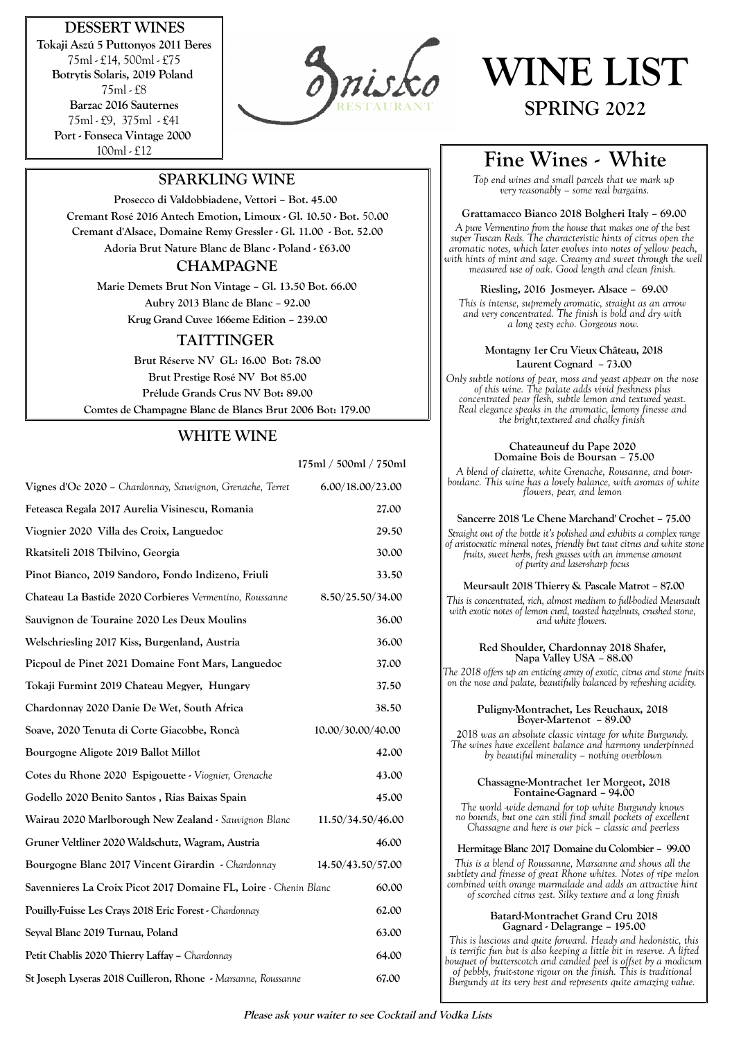# WINE LIST

## SPRING 2022

## DESSERT WINES

**Tokaji Aszú 5 Puttonyos 2011 Beres**
75ml - £14, 500ml - £75

**Botrytis Solaris, 2019 Poland**
75ml - £8

**Barzac 2016 Sauternes**
75ml - £9, 375ml - £41

**Port - Fonseca Vintage 2000**
100ml - £12

## SPARKLING WINE

**Prosecco di Valdobbiadene, Vettori – Bot. 45.00**

**Cremant Rosé 2016 Antech Emotion, Limoux - Gl. 10.50 - Bot. 50.00**

**Cremant d'Alsace, Domaine Remy Gressler - Gl. 11.00 - Bot. 52.00**

**Adoria Brut Nature Blanc de Blanc - Poland - £63.00**

## CHAMPAGNE

**Marie Demets Brut Non Vintage – Gl. 13.50 Bot. 66.00**

**Aubry 2013 Blanc de Blanc – 92.00**

**Krug Grand Cuvee 166eme Edition – 239.00**

## TAITTINGER

**Brut Réserve NV GL: 16.00 Bot: 78.00**

**Brut Prestige Rosé NV Bot 85.00**

**Prélude Grands Crus NV Bot: 89.00**

**Comtes de Champagne Blanc de Blancs Brut 2006 Bot: 179.00**

## WHITE WINE

| | 175ml / 500ml / 750ml |
|---|---|
| **Vignes d'Oc 2020** – *Chardonnay, Sauvignon, Grenache, Terret* | 6.00/18.00/23.00 |
| **Feteasca Regala 2017 Aurelia Visinescu, Romania** | 27.00 |
| **Viognier 2020 Villa des Croix, Languedoc** | 29.50 |
| **Rkatsiteli 2018 Tbilvino, Georgia** | 30.00 |
| **Pinot Bianco, 2019 Sandoro, Fondo Indizeno, Friuli** | 33.50 |
| **Chateau La Bastide 2020 Corbieres** *Vermentino, Roussanne* | 8.50/25.50/34.00 |
| **Sauvignon de Touraine 2020 Les Deux Moulins** | 36.00 |
| **Welschriesling 2017 Kiss, Burgenland, Austria** | 36.00 |
| **Picpoul de Pinet 2021 Domaine Font Mars, Languedoc** | 37.00 |
| **Tokaji Furmint 2019 Chateau Megyer, Hungary** | 37.50 |
| **Chardonnay 2020 Danie De Wet, South Africa** | 38.50 |
| **Soave, 2020 Tenuta di Corte Giacobbe, Roncà** | 10.00/30.00/40.00 |
| **Bourgogne Aligote 2019 Ballot Millot** | 42.00 |
| **Cotes du Rhone 2020 Espigouette** - *Viognier, Grenache* | 43.00 |
| **Godello 2020 Benito Santos , Rias Baixas Spain** | 45.00 |
| **Wairau 2020 Marlborough New Zealand** - *Sauvignon Blanc* | 11.50/34.50/46.00 |
| **Gruner Veltliner 2020 Waldschutz, Wagram, Austria** | 46.00 |
| **Bourgogne Blanc 2017 Vincent Girardin** - *Chardonnay* | 14.50/43.50/57.00 |
| **Savennieres La Croix Picot 2017 Domaine FL, Loire** - *Chenin Blanc* | 60.00 |
| **Pouilly-Fuisse Les Crays 2018 Eric Forest** - *Chardonnay* | 62.00 |
| **Seyval Blanc 2019 Turnau, Poland** | 63.00 |
| **Petit Chablis 2020 Thierry Laffay** – *Chardonnay* | 64.00 |
| **St Joseph Lyseras 2018 Cuilleron, Rhone** - *Marsanne, Roussanne* | 67.00 |

## Fine Wines - White

*Top end wines and small parcels that we mark up very reasonably – some real bargains.*

**Grattamacco Bianco 2018 Bolgheri Italy – 69.00**

*A pure Vermentino from the house that makes one of the best super Tuscan Reds. The characteristic hints of citrus open the aromatic notes, which later evolves into notes of yellow peach, with hints of mint and sage. Creamy and sweet through the well measured use of oak. Good length and clean finish.*

**Riesling, 2016 Josmeyer. Alsace – 69.00**

*This is intense, supremely aromatic, straight as an arrow and very concentrated. The finish is bold and dry with a long zesty echo. Gorgeous now.*

**Montagny 1er Cru Vieux Château, 2018 Laurent Cognard – 73.00**

*Only subtle notions of pear, moss and yeast appear on the nose of this wine. The palate adds vivid freshness plus concentrated pear flesh, subtle lemon and textured yeast. Real elegance speaks in the aromatic, lemony finesse and the bright,textured and chalky finish*

**Chateauneuf du Pape 2020 Domaine Bois de Boursan – 75.00**

*A blend of clairette, white Grenache, Rousanne, and bourboulanc. This wine has a lovely balance, with aromas of white flowers, pear, and lemon*

**Sancerre 2018 'Le Chene Marchand' Crochet – 75.00**

*Straight out of the bottle it's polished and exhibits a complex range of aristocratic mineral notes, friendly but taut citrus and white stone fruits, sweet herbs, fresh grasses with an immense amount of purity and laser-sharp focus*

**Meursault 2018 Thierry & Pascale Matrot – 87.00**

*This is concentrated, rich, almost medium to full-bodied Meursault with exotic notes of lemon curd, toasted hazelnuts, crushed stone, and white flowers.*

**Red Shoulder, Chardonnay 2018 Shafer, Napa Valley USA – 88.00**

*The 2018 offers up an enticing array of exotic, citrus and stone fruits on the nose and palate, beautifully balanced by refreshing acidity.*

**Puligny-Montrachet, Les Reuchaux, 2018 Boyer-Martenot – 89.00**

*2018 was an absolute classic vintage for white Burgundy. The wines have excellent balance and harmony underpinned by beautiful minerality – nothing overblown*

**Chassagne-Montrachet 1er Morgeot, 2018 Fontaine-Gagnard – 94.00**

*The world -wide demand for top white Burgundy knows no bounds, but one can still find small pockets of excellent Chassagne and here is our pick – classic and peerless*

**Hermitage Blanc 2017 Domaine du Colombier – 99.00**

*This is a blend of Roussanne, Marsanne and shows all the subtlety and finesse of great Rhone whites. Notes of ripe melon combined with orange marmalade and adds an attractive hint of scorched citrus zest. Silky texture and a long finish*

**Batard-Montrachet Grand Cru 2018 Gagnard - Delagrange – 195.00**

*This is luscious and quite forward. Heady and hedonistic, this is terrific fun but is also keeping a little bit in reserve. A lifted bouquet of butterscotch and candied peel is offset by a modicum of pebbly, fruit-stone rigour on the finish. This is traditional Burgundy at its very best and represents quite amazing value.*

***Please ask your waiter to see Cocktail and Vodka Lists***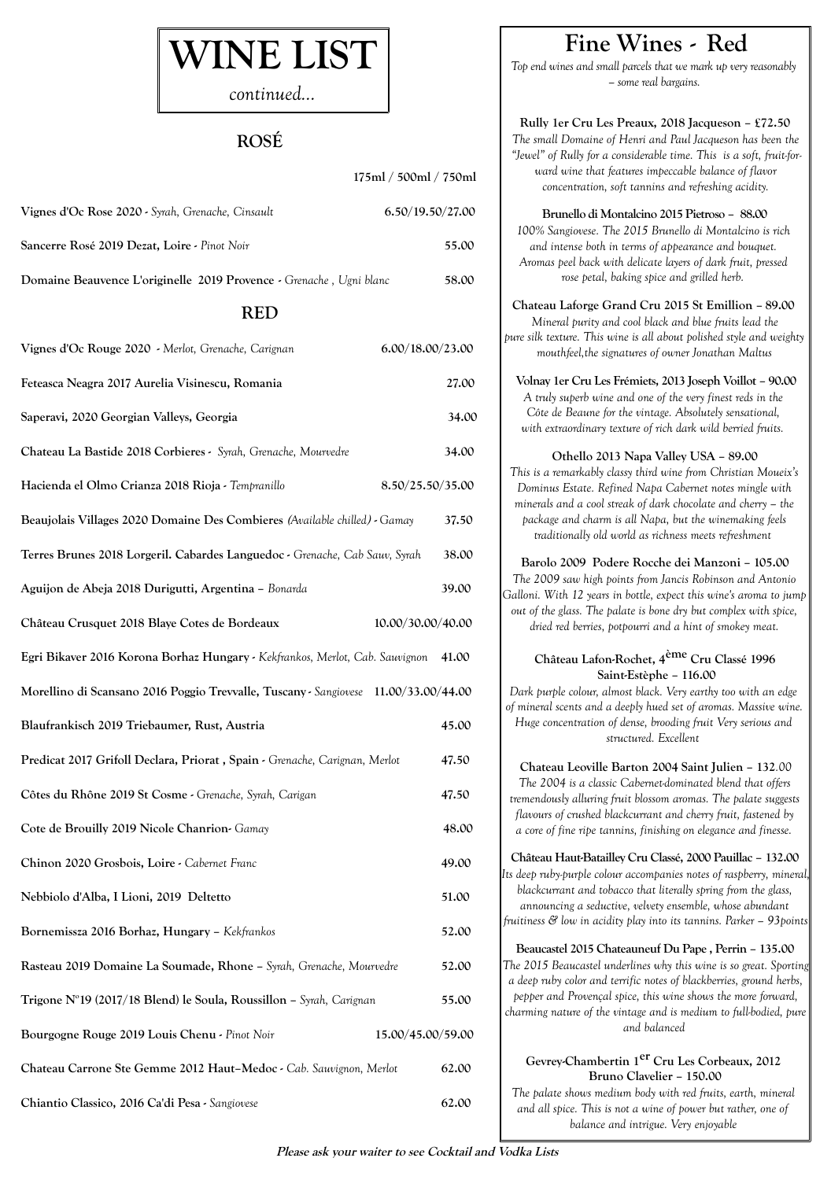# WINE LIST

*continued...*

## ROSÉ

| | 175ml / 500ml / 750ml |
|---|---|
| **Vignes d'Oc Rose 2020** - *Syrah, Grenache, Cinsault* | 6.50/19.50/27.00 |
| **Sancerre Rosé 2019 Dezat, Loire** - *Pinot Noir* | 55.00 |
| **Domaine Beauvence L'originelle 2019 Provence** - *Grenache , Ugni blanc* | 58.00 |

## RED

| | |
|---|---|
| **Vignes d'Oc Rouge 2020** - *Merlot, Grenache, Carignan* | 6.00/18.00/23.00 |
| **Feteasca Neagra 2017 Aurelia Visinescu, Romania** | 27.00 |
| **Saperavi, 2020 Georgian Valleys, Georgia** | 34.00 |
| **Chateau La Bastide 2018 Corbieres** - *Syrah, Grenache, Mourvedre* | 34.00 |
| **Hacienda el Olmo Crianza 2018 Rioja** - *Tempranillo* | 8.50/25.50/35.00 |
| **Beaujolais Villages 2020 Domaine Des Combieres** *(Available chilled)* - *Gamay* | 37.50 |
| **Terres Brunes 2018 Lorgeril. Cabardes Languedoc** - *Grenache, Cab Sauv, Syrah* | 38.00 |
| **Aguijon de Abeja 2018 Durigutti, Argentina** – *Bonarda* | 39.00 |
| **Château Crusquet 2018 Blaye Cotes de Bordeaux** | 10.00/30.00/40.00 |
| **Egri Bikaver 2016 Korona Borhaz Hungary** - *Kekfrankos, Merlot, Cab. Sauvignon* | 41.00 |
| **Morellino di Scansano 2016 Poggio Trevvalle, Tuscany** - *Sangiovese* | 11.00/33.00/44.00 |
| **Blaufrankisch 2019 Triebaumer, Rust, Austria** | 45.00 |
| **Predicat 2017 Grifoll Declara, Priorat , Spain** - *Grenache, Carignan, Merlot* | 47.50 |
| **Côtes du Rhône 2019 St Cosme** - *Grenache, Syrah, Carigan* | 47.50 |
| **Cote de Brouilly 2019 Nicole Chanrion**- *Gamay* | 48.00 |
| **Chinon 2020 Grosbois, Loire** - *Cabernet Franc* | 49.00 |
| **Nebbiolo d'Alba, I Lioni, 2019 Deltetto** | 51.00 |
| **Bornemissza 2016 Borhaz, Hungary** – *Kekfrankos* | 52.00 |
| **Rasteau 2019 Domaine La Soumade, Rhone** – *Syrah, Grenache, Mourvedre* | 52.00 |
| **Trigone Nº19 (2017/18 Blend) le Soula, Roussillon** – *Syrah, Carignan* | 55.00 |
| **Bourgogne Rouge 2019 Louis Chenu** - *Pinot Noir* | 15.00/45.00/59.00 |
| **Chateau Carrone Ste Gemme 2012 Haut–Medoc** - *Cab. Sauvignon, Merlot* | 62.00 |
| **Chiantio Classico, 2016 Ca'di Pesa** - *Sangiovese* | 62.00 |

# Fine Wines - Red

*Top end wines and small parcels that we mark up very reasonably – some real bargains.*

**Rully 1er Cru Les Preaux, 2018 Jacqueson – £72.50**
*The small Domaine of Henri and Paul Jacqueson has been the "Jewel" of Rully for a considerable time. This is a soft, fruit-forward wine that features impeccable balance of flavor concentration, soft tannins and refreshing acidity.*

**Brunello di Montalcino 2015 Pietroso – 88.00**
*100% Sangiovese. The 2015 Brunello di Montalcino is rich and intense both in terms of appearance and bouquet. Aromas peel back with delicate layers of dark fruit, pressed rose petal, baking spice and grilled herb.*

**Chateau Laforge Grand Cru 2015 St Emillion – 89.00**
*Mineral purity and cool black and blue fruits lead the pure silk texture. This wine is all about polished style and weighty mouthfeel,the signatures of owner Jonathan Maltus*

**Volnay 1er Cru Les Frémiets, 2013 Joseph Voillot – 90.00**
*A truly superb wine and one of the very finest reds in the Côte de Beaune for the vintage. Absolutely sensational, with extraordinary texture of rich dark wild berried fruits.*

**Othello 2013 Napa Valley USA – 89.00**
*This is a remarkably classy third wine from Christian Moueix's Dominus Estate. Refined Napa Cabernet notes mingle with minerals and a cool streak of dark chocolate and cherry – the package and charm is all Napa, but the winemaking feels traditionally old world as richness meets refreshment*

**Barolo 2009 Podere Rocche dei Manzoni – 105.00**
*The 2009 saw high points from Jancis Robinson and Antonio Galloni. With 12 years in bottle, expect this wine's aroma to jump out of the glass. The palate is bone dry but complex with spice, dried red berries, potpourri and a hint of smokey meat.*

**Château Lafon-Rochet, 4ème Cru Classé 1996 Saint-Estèphe – 116.00**
*Dark purple colour, almost black. Very earthy too with an edge of mineral scents and a deeply hued set of aromas. Massive wine. Huge concentration of dense, brooding fruit Very serious and structured. Excellent*

**Chateau Leoville Barton 2004 Saint Julien – 132.00**
*The 2004 is a classic Cabernet-dominated blend that offers tremendously alluring fruit blossom aromas. The palate suggests flavours of crushed blackcurrant and cherry fruit, fastened by a core of fine ripe tannins, finishing on elegance and finesse.*

**Château Haut-Batailley Cru Classé, 2000 Pauillac – 132.00**
*Its deep ruby-purple colour accompanies notes of raspberry, mineral, blackcurrant and tobacco that literally spring from the glass, announcing a seductive, velvety ensemble, whose abundant fruitiness & low in acidity play into its tannins. Parker – 93points*

**Beaucastel 2015 Chateauneuf Du Pape , Perrin – 135.00**
*The 2015 Beaucastel underlines why this wine is so great. Sporting a deep ruby color and terrific notes of blackberries, ground herbs, pepper and Provençal spice, this wine shows the more forward, charming nature of the vintage and is medium to full-bodied, pure and balanced*

**Gevrey-Chambertin 1er Cru Les Corbeaux, 2012 Bruno Clavelier – 150.00**
*The palate shows medium body with red fruits, earth, mineral and all spice. This is not a wine of power but rather, one of balance and intrigue. Very enjoyable*

**Please ask your waiter to see Cocktail and Vodka Lists**